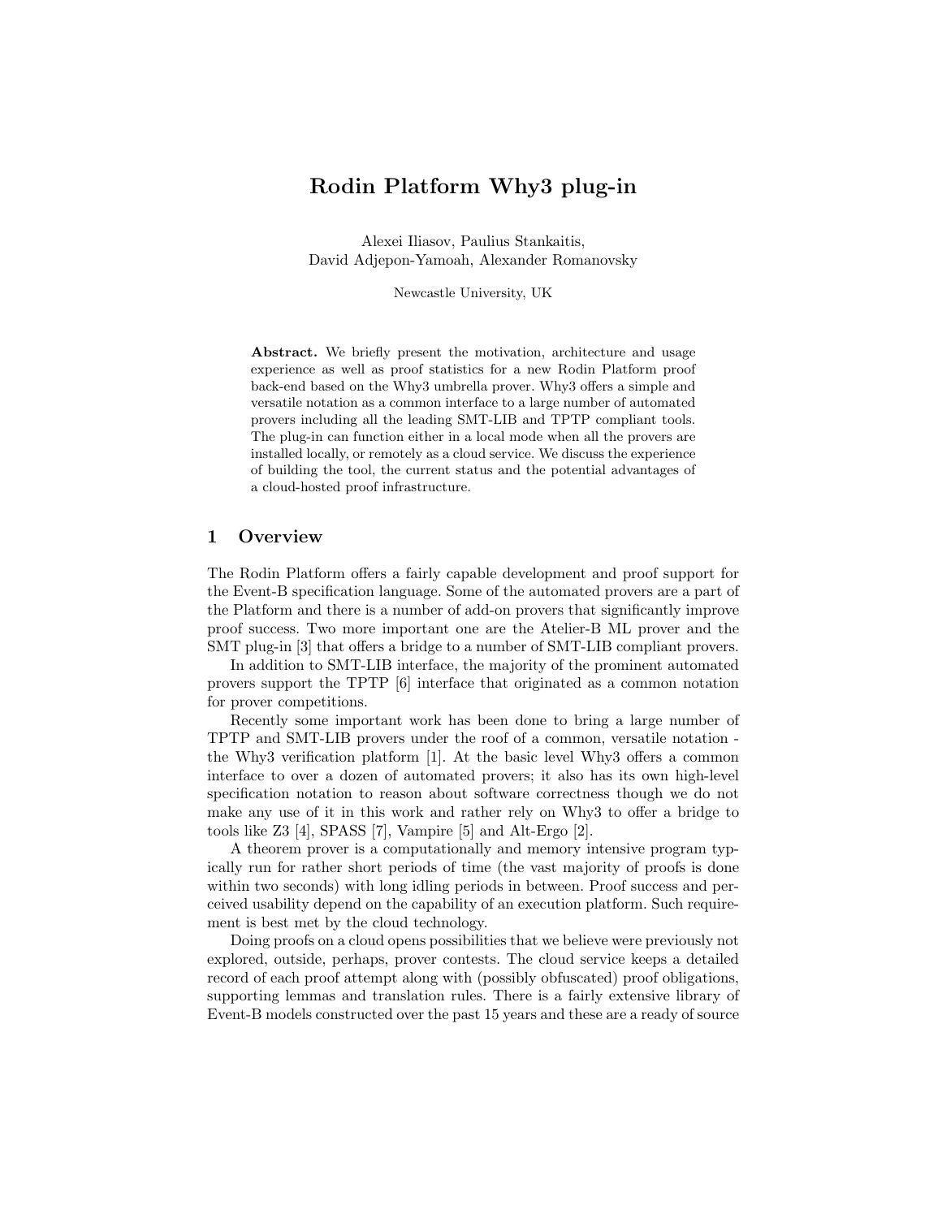# Rodin Platform Why3 plug-in

Alexei Iliasov, Paulius Stankaitis,
David Adjepon-Yamoah, Alexander Romanovsky

Newcastle University, UK

**Abstract.** We briefly present the motivation, architecture and usage experience as well as proof statistics for a new Rodin Platform proof back-end based on the Why3 umbrella prover. Why3 offers a simple and versatile notation as a common interface to a large number of automated provers including all the leading SMT-LIB and TPTP compliant tools. The plug-in can function either in a local mode when all the provers are installed locally, or remotely as a cloud service. We discuss the experience of building the tool, the current status and the potential advantages of a cloud-hosted proof infrastructure.

## 1 Overview

The Rodin Platform offers a fairly capable development and proof support for the Event-B specification language. Some of the automated provers are a part of the Platform and there is a number of add-on provers that significantly improve proof success. Two more important one are the Atelier-B ML prover and the SMT plug-in [3] that offers a bridge to a number of SMT-LIB compliant provers.

In addition to SMT-LIB interface, the majority of the prominent automated provers support the TPTP [6] interface that originated as a common notation for prover competitions.

Recently some important work has been done to bring a large number of TPTP and SMT-LIB provers under the roof of a common, versatile notation - the Why3 verification platform [1]. At the basic level Why3 offers a common interface to over a dozen of automated provers; it also has its own high-level specification notation to reason about software correctness though we do not make any use of it in this work and rather rely on Why3 to offer a bridge to tools like Z3 [4], SPASS [7], Vampire [5] and Alt-Ergo [2].

A theorem prover is a computationally and memory intensive program typically run for rather short periods of time (the vast majority of proofs is done within two seconds) with long idling periods in between. Proof success and perceived usability depend on the capability of an execution platform. Such requirement is best met by the cloud technology.

Doing proofs on a cloud opens possibilities that we believe were previously not explored, outside, perhaps, prover contests. The cloud service keeps a detailed record of each proof attempt along with (possibly obfuscated) proof obligations, supporting lemmas and translation rules. There is a fairly extensive library of Event-B models constructed over the past 15 years and these are a ready of source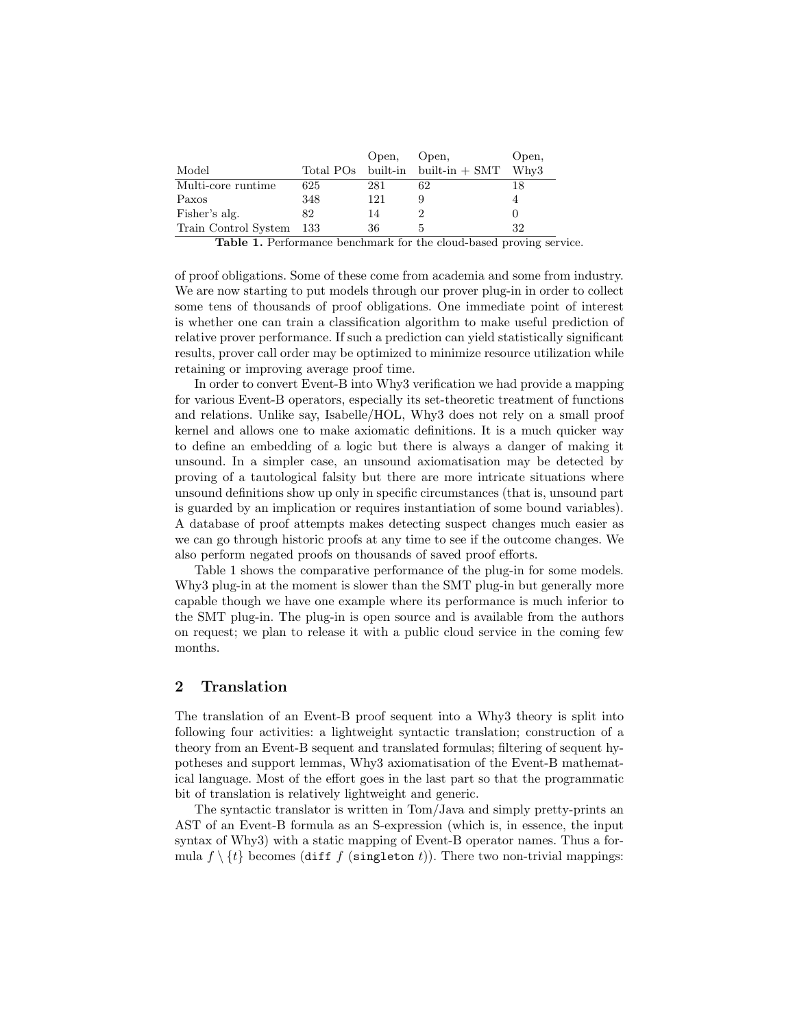| Model | Total POs | Open, built-in | Open, built-in + SMT | Open, Why3 |
|---|---|---|---|---|
| Multi-core runtime | 625 | 281 | 62 | 18 |
| Paxos | 348 | 121 | 9 | 4 |
| Fisher's alg. | 82 | 14 | 2 | 0 |
| Train Control System | 133 | 36 | 5 | 32 |

**Table 1.** Performance benchmark for the cloud-based proving service.

of proof obligations. Some of these come from academia and some from industry. We are now starting to put models through our prover plug-in in order to collect some tens of thousands of proof obligations. One immediate point of interest is whether one can train a classification algorithm to make useful prediction of relative prover performance. If such a prediction can yield statistically significant results, prover call order may be optimized to minimize resource utilization while retaining or improving average proof time.

In order to convert Event-B into Why3 verification we had provide a mapping for various Event-B operators, especially its set-theoretic treatment of functions and relations. Unlike say, Isabelle/HOL, Why3 does not rely on a small proof kernel and allows one to make axiomatic definitions. It is a much quicker way to define an embedding of a logic but there is always a danger of making it unsound. In a simpler case, an unsound axiomatisation may be detected by proving of a tautological falsity but there are more intricate situations where unsound definitions show up only in specific circumstances (that is, unsound part is guarded by an implication or requires instantiation of some bound variables). A database of proof attempts makes detecting suspect changes much easier as we can go through historic proofs at any time to see if the outcome changes. We also perform negated proofs on thousands of saved proof efforts.

Table 1 shows the comparative performance of the plug-in for some models. Why3 plug-in at the moment is slower than the SMT plug-in but generally more capable though we have one example where its performance is much inferior to the SMT plug-in. The plug-in is open source and is available from the authors on request; we plan to release it with a public cloud service in the coming few months.

## 2 Translation

The translation of an Event-B proof sequent into a Why3 theory is split into following four activities: a lightweight syntactic translation; construction of a theory from an Event-B sequent and translated formulas; filtering of sequent hypotheses and support lemmas, Why3 axiomatisation of the Event-B mathematical language. Most of the effort goes in the last part so that the programmatic bit of translation is relatively lightweight and generic.

The syntactic translator is written in Tom/Java and simply pretty-prints an AST of an Event-B formula as an S-expression (which is, in essence, the input syntax of Why3) with a static mapping of Event-B operator names. Thus a formula $f \setminus \{t\}$ becomes (`diff` $f$ (`singleton` $t$)). There two non-trivial mappings: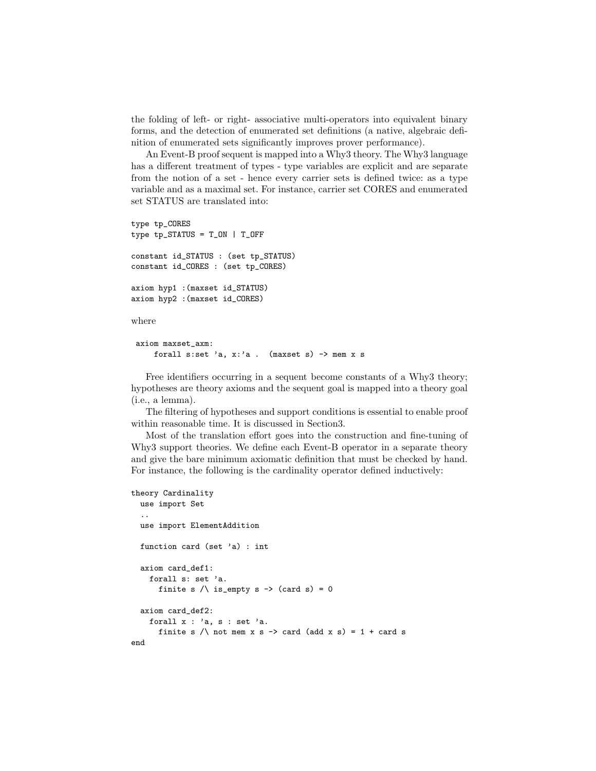the folding of left- or right- associative multi-operators into equivalent binary forms, and the detection of enumerated set definitions (a native, algebraic definition of enumerated sets significantly improves prover performance).

An Event-B proof sequent is mapped into a Why3 theory. The Why3 language has a different treatment of types - type variables are explicit and are separate from the notion of a set - hence every carrier sets is defined twice: as a type variable and as a maximal set. For instance, carrier set CORES and enumerated set STATUS are translated into:

```
type tp_CORES
type tp_STATUS = T_ON | T_OFF

constant id_STATUS : (set tp_STATUS)
constant id_CORES : (set tp_CORES)

axiom hyp1 :(maxset id_STATUS)
axiom hyp2 :(maxset id_CORES)
```

where

```
 axiom maxset_axm:
     forall s:set 'a, x:'a .  (maxset s) -> mem x s
```

Free identifiers occurring in a sequent become constants of a Why3 theory; hypotheses are theory axioms and the sequent goal is mapped into a theory goal (i.e., a lemma).

The filtering of hypotheses and support conditions is essential to enable proof within reasonable time. It is discussed in Section3.

Most of the translation effort goes into the construction and fine-tuning of Why3 support theories. We define each Event-B operator in a separate theory and give the bare minimum axiomatic definition that must be checked by hand. For instance, the following is the cardinality operator defined inductively:

```
theory Cardinality
  use import Set
  ..
  use import ElementAddition

  function card (set 'a) : int

  axiom card_def1:
    forall s: set 'a.
      finite s /\ is_empty s -> (card s) = 0

  axiom card_def2:
    forall x : 'a, s : set 'a.
      finite s /\ not mem x s -> card (add x s) = 1 + card s
end
```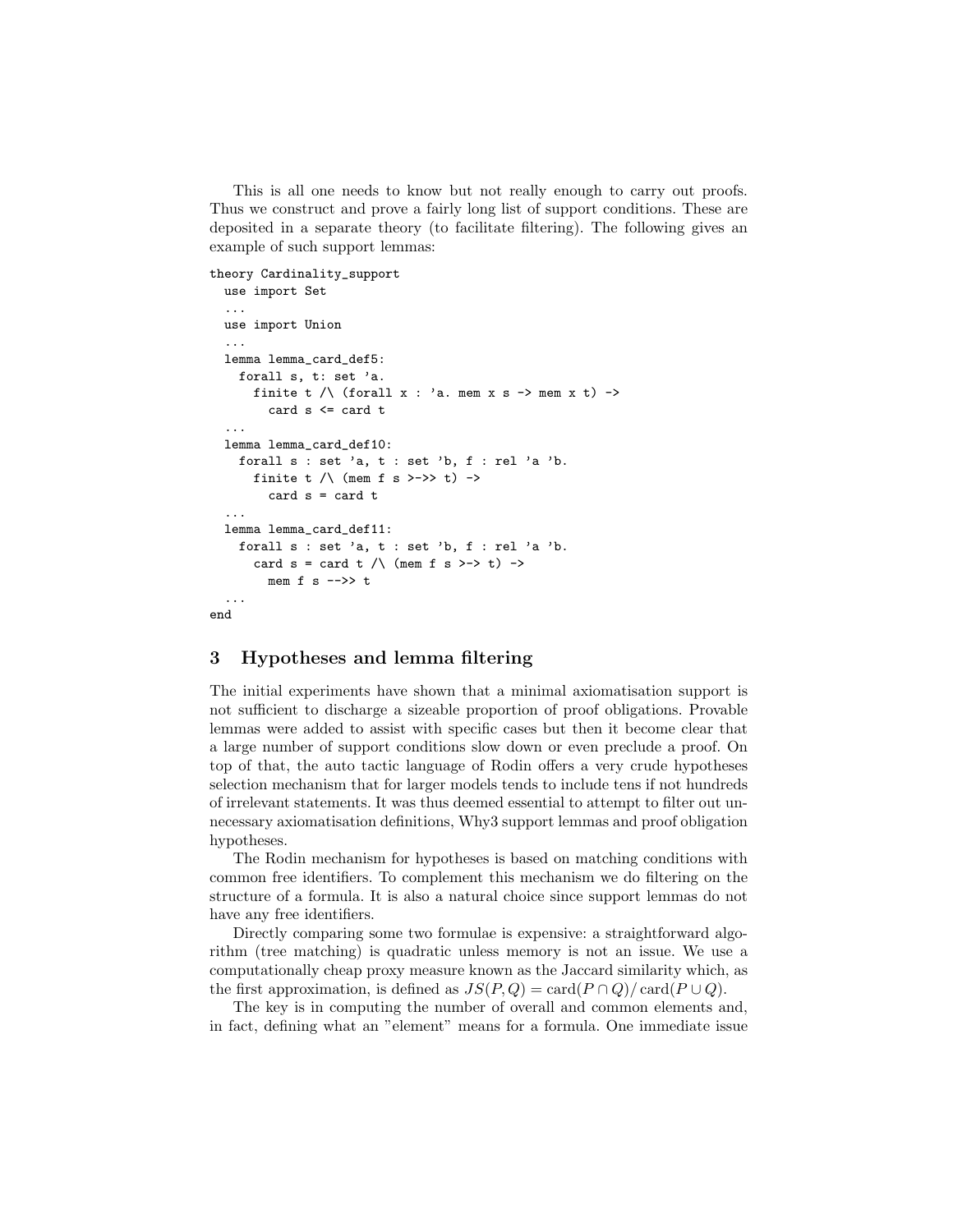This is all one needs to know but not really enough to carry out proofs. Thus we construct and prove a fairly long list of support conditions. These are deposited in a separate theory (to facilitate filtering). The following gives an example of such support lemmas:

```
theory Cardinality_support
  use import Set
  ...
  use import Union
  ...
  lemma lemma_card_def5:
    forall s, t: set 'a.
      finite t /\ (forall x : 'a. mem x s -> mem x t) ->
        card s <= card t
  ...
  lemma lemma_card_def10:
    forall s : set 'a, t : set 'b, f : rel 'a 'b.
      finite t /\ (mem f s >->> t) ->
        card s = card t
  ...
  lemma lemma_card_def11:
    forall s : set 'a, t : set 'b, f : rel 'a 'b.
      card s = card t /\ (mem f s >-> t) ->
        mem f s -->> t
  ...
end
```

## 3 Hypotheses and lemma filtering

The initial experiments have shown that a minimal axiomatisation support is not sufficient to discharge a sizeable proportion of proof obligations. Provable lemmas were added to assist with specific cases but then it become clear that a large number of support conditions slow down or even preclude a proof. On top of that, the auto tactic language of Rodin offers a very crude hypotheses selection mechanism that for larger models tends to include tens if not hundreds of irrelevant statements. It was thus deemed essential to attempt to filter out unnecessary axiomatisation definitions, Why3 support lemmas and proof obligation hypotheses.

The Rodin mechanism for hypotheses is based on matching conditions with common free identifiers. To complement this mechanism we do filtering on the structure of a formula. It is also a natural choice since support lemmas do not have any free identifiers.

Directly comparing some two formulae is expensive: a straightforward algorithm (tree matching) is quadratic unless memory is not an issue. We use a computationally cheap proxy measure known as the Jaccard similarity which, as the first approximation, is defined as $JS(P, Q) = \text{card}(P \cap Q)/\,\text{card}(P \cup Q)$.

The key is in computing the number of overall and common elements and, in fact, defining what an "element" means for a formula. One immediate issue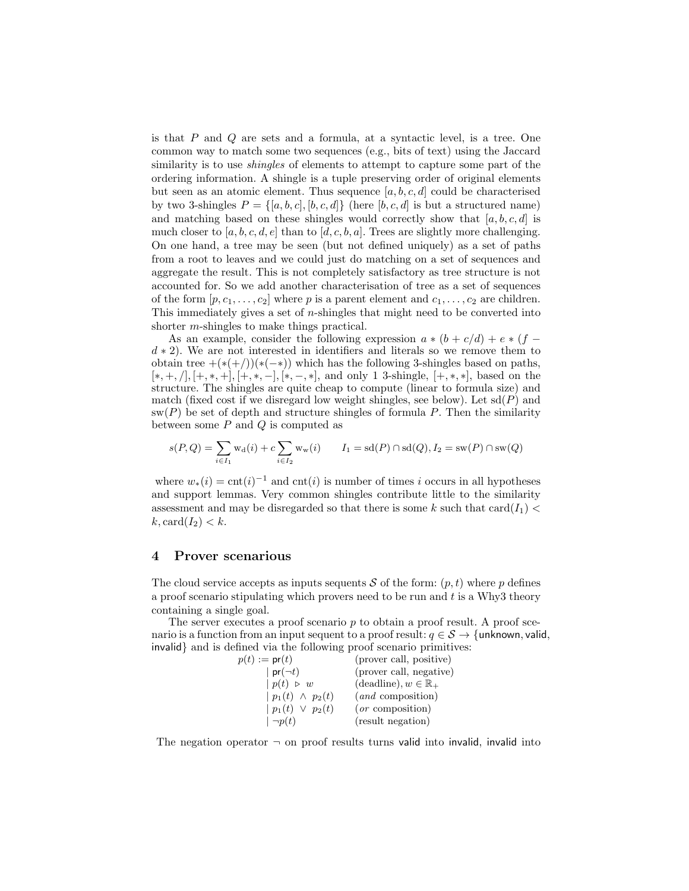is that $P$ and $Q$ are sets and a formula, at a syntactic level, is a tree. One common way to match some two sequences (e.g., bits of text) using the Jaccard similarity is to use *shingles* of elements to attempt to capture some part of the ordering information. A shingle is a tuple preserving order of original elements but seen as an atomic element. Thus sequence $[a, b, c, d]$ could be characterised by two 3-shingles $P = \{[a, b, c], [b, c, d]\}$ (here $[b, c, d]$ is but a structured name) and matching based on these shingles would correctly show that $[a, b, c, d]$ is much closer to $[a, b, c, d, e]$ than to $[d, c, b, a]$. Trees are slightly more challenging. On one hand, a tree may be seen (but not defined uniquely) as a set of paths from a root to leaves and we could just do matching on a set of sequences and aggregate the result. This is not completely satisfactory as tree structure is not accounted for. So we add another characterisation of tree as a set of sequences of the form $[p, c_1, \dots, c_2]$ where $p$ is a parent element and $c_1, \dots, c_2$ are children. This immediately gives a set of $n$-shingles that might need to be converted into shorter $m$-shingles to make things practical.

As an example, consider the following expression $a * (b + c/d) + e * (f - d * 2)$. We are not interested in identifiers and literals so we remove them to obtain tree $+(*(+/))(*(-*))$ which has the following 3-shingles based on paths, $[*, +, /], [+, *, +], [+, *, -], [*, -, *]$, and only 1 3-shingle, $[+, *, *]$, based on the structure. The shingles are quite cheap to compute (linear to formula size) and match (fixed cost if we disregard low weight shingles, see below). Let $\mathrm{sd}(P)$ and $\mathrm{sw}(P)$ be set of depth and structure shingles of formula $P$. Then the similarity between some $P$ and $Q$ is computed as

$$s(P, Q) = \sum_{i \in I_1} \mathrm{w_d}(i) + c \sum_{i \in I_2} \mathrm{w_w}(i) \qquad I_1 = \mathrm{sd}(P) \cap \mathrm{sd}(Q), I_2 = \mathrm{sw}(P) \cap \mathrm{sw}(Q)$$

where $w_*(i) = \mathrm{cnt}(i)^{-1}$ and $\mathrm{cnt}(i)$ is number of times $i$ occurs in all hypotheses and support lemmas. Very common shingles contribute little to the similarity assessment and may be disregarded so that there is some $k$ such that $\mathrm{card}(I_1) < k, \mathrm{card}(I_2) < k$.

## 4 Prover scenarious

The cloud service accepts as inputs sequents $\mathcal{S}$ of the form: $(p, t)$ where $p$ defines a proof scenario stipulating which provers need to be run and $t$ is a Why3 theory containing a single goal.

The server executes a proof scenario $p$ to obtain a proof result. A proof scenario is a function from an input sequent to a proof result: $q \in \mathcal{S} \to \{\mathsf{unknown}, \mathsf{valid}, \mathsf{invalid}\}$ and is defined via the following proof scenario primitives:

$$
\begin{array}{lll}
p(t) := & \mathsf{pr}(t) & \text{(prover call, positive)} \\
& \mid \mathsf{pr}(\neg t) & \text{(prover call, negative)} \\
& \mid p(t) \,\triangleright\, w & \text{(deadline)}, w \in \mathbb{R}_+ \\
& \mid p_1(t) \,\wedge\, p_2(t) & (\textit{and} \text{ composition}) \\
& \mid p_1(t) \,\vee\, p_2(t) & (\textit{or} \text{ composition}) \\
& \mid \neg p(t) & \text{(result negation)}
\end{array}
$$

The negation operator $\neg$ on proof results turns valid into invalid, invalid into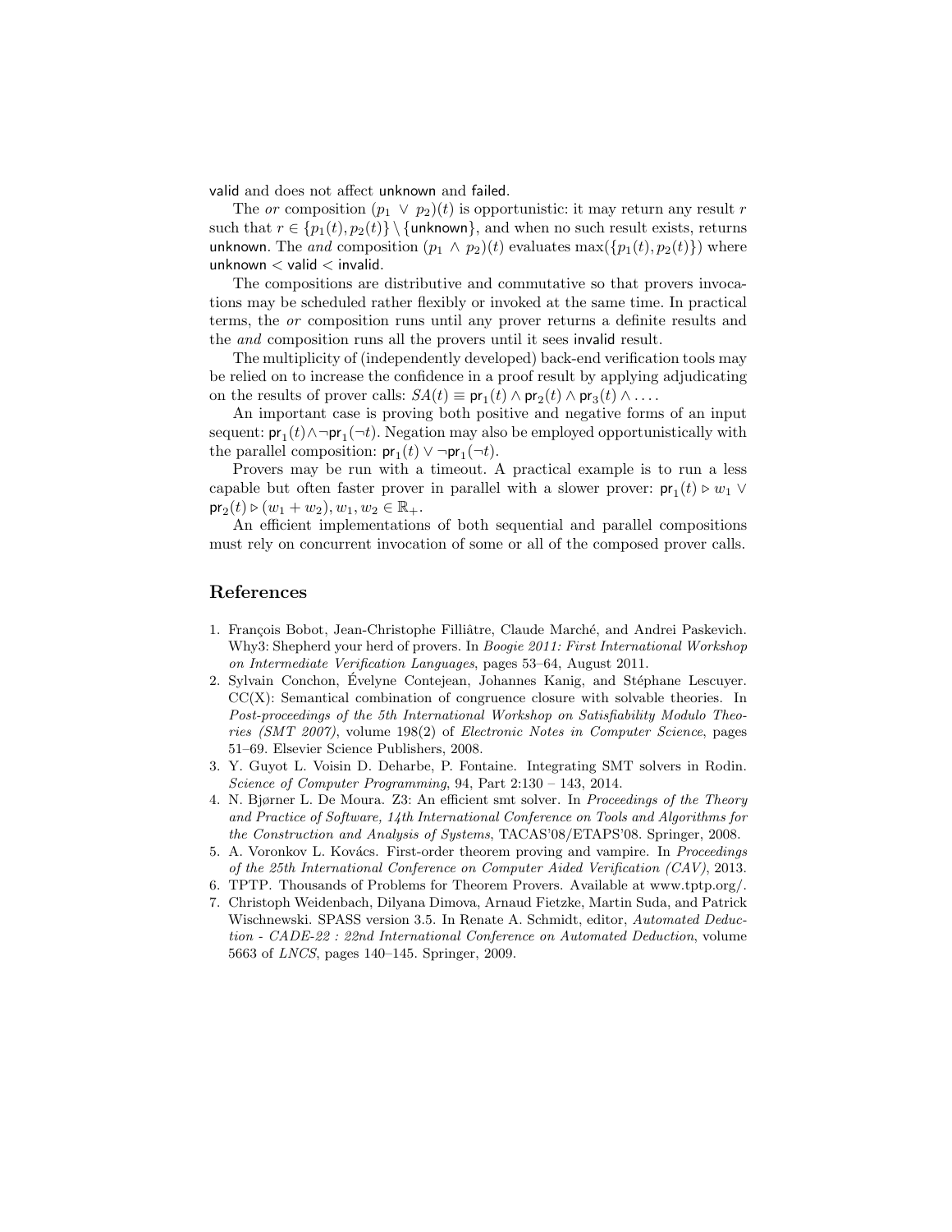valid and does not affect unknown and failed.

The *or* composition $(p_1 \vee p_2)(t)$ is opportunistic: it may return any result $r$ such that $r \in \{p_1(t), p_2(t)\} \setminus \{\mathsf{unknown}\}$, and when no such result exists, returns unknown. The *and* composition $(p_1 \wedge p_2)(t)$ evaluates $\max(\{p_1(t), p_2(t)\})$ where $\mathsf{unknown} < \mathsf{valid} < \mathsf{invalid}$.

The compositions are distributive and commutative so that provers invocations may be scheduled rather flexibly or invoked at the same time. In practical terms, the *or* composition runs until any prover returns a definite results and the *and* composition runs all the provers until it sees invalid result.

The multiplicity of (independently developed) back-end verification tools may be relied on to increase the confidence in a proof result by applying adjudicating on the results of prover calls: $SA(t) \equiv \mathsf{pr}_1(t) \wedge \mathsf{pr}_2(t) \wedge \mathsf{pr}_3(t) \wedge \ldots$.

An important case is proving both positive and negative forms of an input sequent: $\mathsf{pr}_1(t) \wedge \neg \mathsf{pr}_1(\neg t)$. Negation may also be employed opportunistically with the parallel composition: $\mathsf{pr}_1(t) \vee \neg \mathsf{pr}_1(\neg t)$.

Provers may be run with a timeout. A practical example is to run a less capable but often faster prover in parallel with a slower prover: $\mathsf{pr}_1(t) \rhd w_1 \vee \mathsf{pr}_2(t) \rhd (w_1 + w_2), w_1, w_2 \in \mathbb{R}_+$.

An efficient implementations of both sequential and parallel compositions must rely on concurrent invocation of some or all of the composed prover calls.

## References

1. François Bobot, Jean-Christophe Filliâtre, Claude Marché, and Andrei Paskevich. Why3: Shepherd your herd of provers. In *Boogie 2011: First International Workshop on Intermediate Verification Languages*, pages 53–64, August 2011.
2. Sylvain Conchon, Évelyne Contejean, Johannes Kanig, and Stéphane Lescuyer. CC(X): Semantical combination of congruence closure with solvable theories. In *Post-proceedings of the 5th International Workshop on Satisfiability Modulo Theories (SMT 2007)*, volume 198(2) of *Electronic Notes in Computer Science*, pages 51–69. Elsevier Science Publishers, 2008.
3. Y. Guyot L. Voisin D. Deharbe, P. Fontaine. Integrating SMT solvers in Rodin. *Science of Computer Programming*, 94, Part 2:130 – 143, 2014.
4. N. Bjørner L. De Moura. Z3: An efficient smt solver. In *Proceedings of the Theory and Practice of Software, 14th International Conference on Tools and Algorithms for the Construction and Analysis of Systems*, TACAS'08/ETAPS'08. Springer, 2008.
5. A. Voronkov L. Kovács. First-order theorem proving and vampire. In *Proceedings of the 25th International Conference on Computer Aided Verification (CAV)*, 2013.
6. TPTP. Thousands of Problems for Theorem Provers. Available at www.tptp.org/.
7. Christoph Weidenbach, Dilyana Dimova, Arnaud Fietzke, Martin Suda, and Patrick Wischnewski. SPASS version 3.5. In Renate A. Schmidt, editor, *Automated Deduction - CADE-22 : 22nd International Conference on Automated Deduction*, volume 5663 of *LNCS*, pages 140–145. Springer, 2009.